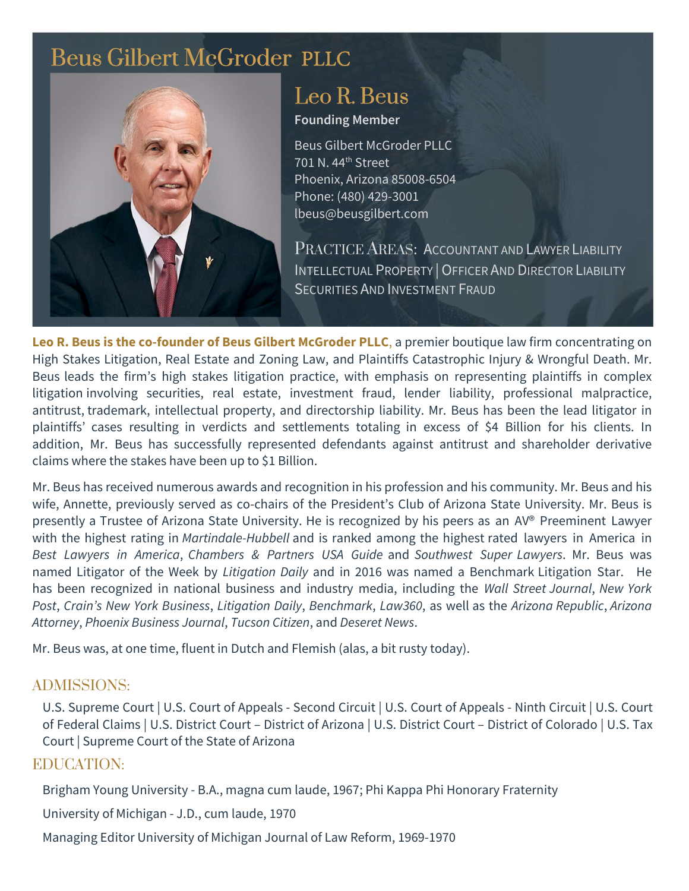# Beus Gilbert McGroder PLLC

## Leo R. Beus

**Founding Member**

Beus Gilbert McGroder PLLC
701 N. 44th Street
Phoenix, Arizona 85008-6504
Phone: (480) 429-3001
lbeus@beusgilbert.com

PRACTICE AREAS: ACCOUNTANT AND LAWYER LIABILITY
INTELLECTUAL PROPERTY | OFFICER AND DIRECTOR LIABILITY
SECURITIES AND INVESTMENT FRAUD

**Leo R. Beus is the co-founder of Beus Gilbert McGroder PLLC**, a premier boutique law firm concentrating on High Stakes Litigation, Real Estate and Zoning Law, and Plaintiffs Catastrophic Injury & Wrongful Death. Mr. Beus leads the firm's high stakes litigation practice, with emphasis on representing plaintiffs in complex litigation involving securities, real estate, investment fraud, lender liability, professional malpractice, antitrust, trademark, intellectual property, and directorship liability. Mr. Beus has been the lead litigator in plaintiffs' cases resulting in verdicts and settlements totaling in excess of $4 Billion for his clients. In addition, Mr. Beus has successfully represented defendants against antitrust and shareholder derivative claims where the stakes have been up to $1 Billion.

Mr. Beus has received numerous awards and recognition in his profession and his community. Mr. Beus and his wife, Annette, previously served as co-chairs of the President's Club of Arizona State University. Mr. Beus is presently a Trustee of Arizona State University. He is recognized by his peers as an AV® Preeminent Lawyer with the highest rating in *Martindale-Hubbell* and is ranked among the highest rated lawyers in America in *Best Lawyers in America*, *Chambers & Partners USA Guide* and *Southwest Super Lawyers*. Mr. Beus was named Litigator of the Week by *Litigation Daily* and in 2016 was named a Benchmark Litigation Star. He has been recognized in national business and industry media, including the *Wall Street Journal*, *New York Post*, *Crain's New York Business*, *Litigation Daily*, *Benchmark*, *Law360*, as well as the *Arizona Republic*, *Arizona Attorney*, *Phoenix Business Journal*, *Tucson Citizen*, and *Deseret News*.

Mr. Beus was, at one time, fluent in Dutch and Flemish (alas, a bit rusty today).

## ADMISSIONS:

U.S. Supreme Court | U.S. Court of Appeals - Second Circuit | U.S. Court of Appeals - Ninth Circuit | U.S. Court of Federal Claims | U.S. District Court – District of Arizona | U.S. District Court – District of Colorado | U.S. Tax Court | Supreme Court of the State of Arizona

## EDUCATION:

Brigham Young University - B.A., magna cum laude, 1967; Phi Kappa Phi Honorary Fraternity

University of Michigan - J.D., cum laude, 1970

Managing Editor University of Michigan Journal of Law Reform, 1969-1970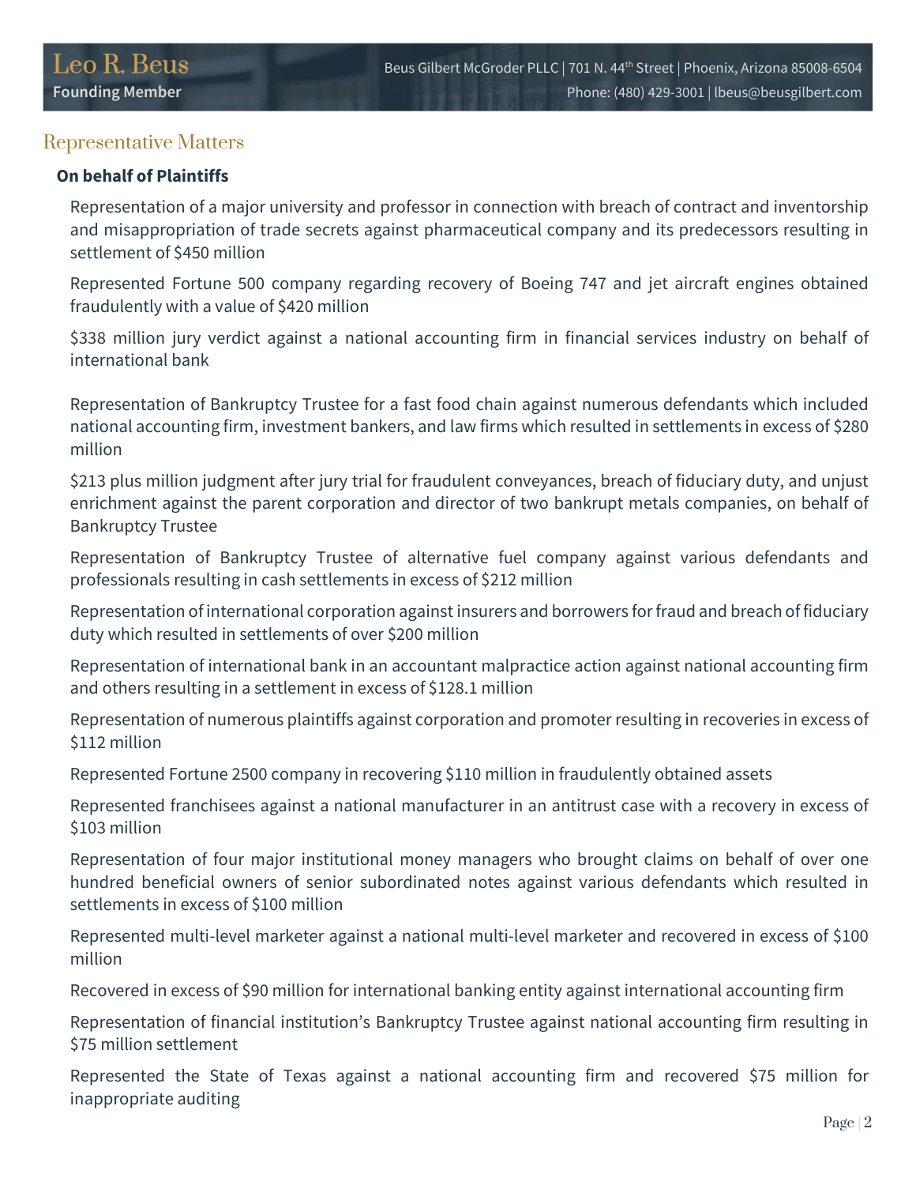## Representative Matters

### On behalf of Plaintiffs

Representation of a major university and professor in connection with breach of contract and inventorship and misappropriation of trade secrets against pharmaceutical company and its predecessors resulting in settlement of $450 million

Represented Fortune 500 company regarding recovery of Boeing 747 and jet aircraft engines obtained fraudulently with a value of $420 million

$338 million jury verdict against a national accounting firm in financial services industry on behalf of international bank

Representation of Bankruptcy Trustee for a fast food chain against numerous defendants which included national accounting firm, investment bankers, and law firms which resulted in settlements in excess of $280 million

$213 plus million judgment after jury trial for fraudulent conveyances, breach of fiduciary duty, and unjust enrichment against the parent corporation and director of two bankrupt metals companies, on behalf of Bankruptcy Trustee

Representation of Bankruptcy Trustee of alternative fuel company against various defendants and professionals resulting in cash settlements in excess of $212 million

Representation of international corporation against insurers and borrowers for fraud and breach of fiduciary duty which resulted in settlements of over $200 million

Representation of international bank in an accountant malpractice action against national accounting firm and others resulting in a settlement in excess of $128.1 million

Representation of numerous plaintiffs against corporation and promoter resulting in recoveries in excess of $112 million

Represented Fortune 2500 company in recovering $110 million in fraudulently obtained assets

Represented franchisees against a national manufacturer in an antitrust case with a recovery in excess of $103 million

Representation of four major institutional money managers who brought claims on behalf of over one hundred beneficial owners of senior subordinated notes against various defendants which resulted in settlements in excess of $100 million

Represented multi-level marketer against a national multi-level marketer and recovered in excess of $100 million

Recovered in excess of $90 million for international banking entity against international accounting firm

Representation of financial institution's Bankruptcy Trustee against national accounting firm resulting in $75 million settlement

Represented the State of Texas against a national accounting firm and recovered $75 million for inappropriate auditing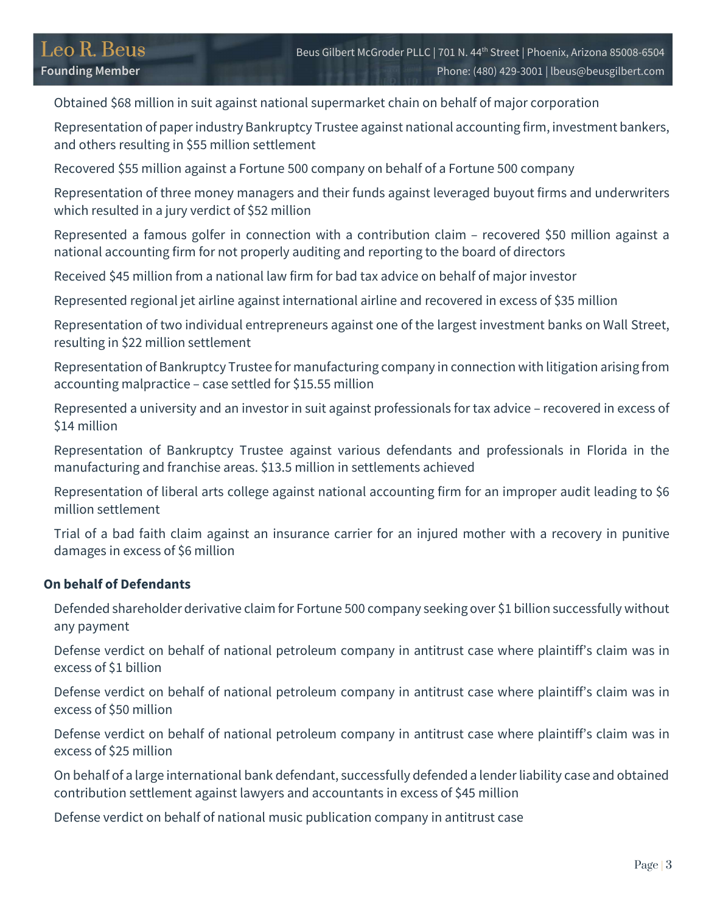Obtained $68 million in suit against national supermarket chain on behalf of major corporation

Representation of paper industry Bankruptcy Trustee against national accounting firm, investment bankers, and others resulting in $55 million settlement

Recovered $55 million against a Fortune 500 company on behalf of a Fortune 500 company

Representation of three money managers and their funds against leveraged buyout firms and underwriters which resulted in a jury verdict of $52 million

Represented a famous golfer in connection with a contribution claim – recovered $50 million against a national accounting firm for not properly auditing and reporting to the board of directors

Received $45 million from a national law firm for bad tax advice on behalf of major investor

Represented regional jet airline against international airline and recovered in excess of $35 million

Representation of two individual entrepreneurs against one of the largest investment banks on Wall Street, resulting in $22 million settlement

Representation of Bankruptcy Trustee for manufacturing company in connection with litigation arising from accounting malpractice – case settled for $15.55 million

Represented a university and an investor in suit against professionals for tax advice – recovered in excess of $14 million

Representation of Bankruptcy Trustee against various defendants and professionals in Florida in the manufacturing and franchise areas. $13.5 million in settlements achieved

Representation of liberal arts college against national accounting firm for an improper audit leading to $6 million settlement

Trial of a bad faith claim against an insurance carrier for an injured mother with a recovery in punitive damages in excess of $6 million

**On behalf of Defendants**

Defended shareholder derivative claim for Fortune 500 company seeking over $1 billion successfully without any payment

Defense verdict on behalf of national petroleum company in antitrust case where plaintiff's claim was in excess of $1 billion

Defense verdict on behalf of national petroleum company in antitrust case where plaintiff's claim was in excess of $50 million

Defense verdict on behalf of national petroleum company in antitrust case where plaintiff's claim was in excess of $25 million

On behalf of a large international bank defendant, successfully defended a lender liability case and obtained contribution settlement against lawyers and accountants in excess of $45 million

Defense verdict on behalf of national music publication company in antitrust case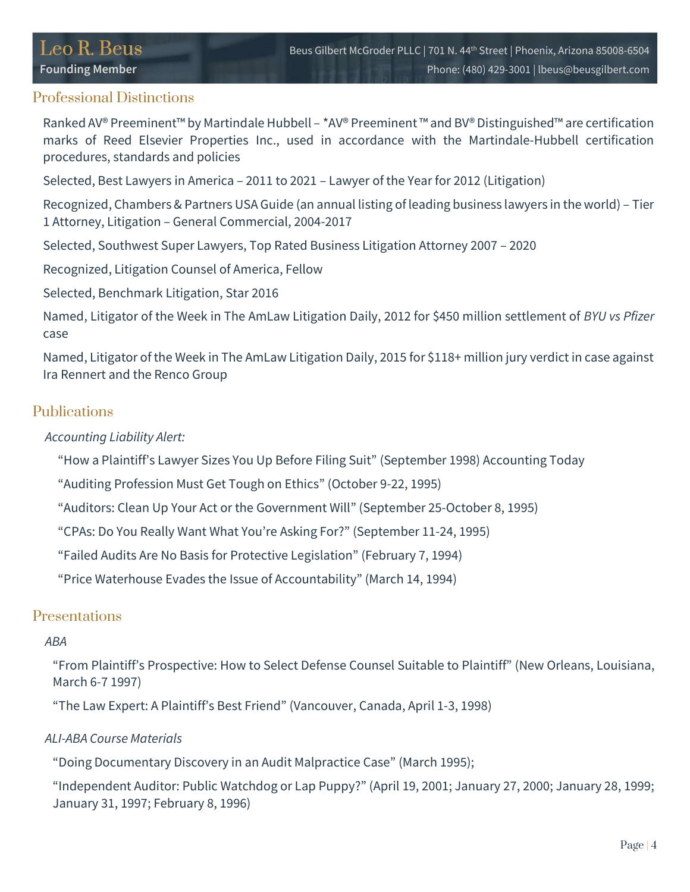## Professional Distinctions

Ranked AV® Preeminent™ by Martindale Hubbell – *AV® Preeminent ™ and BV® Distinguished™ are certification marks of Reed Elsevier Properties Inc., used in accordance with the Martindale-Hubbell certification procedures, standards and policies

Selected, Best Lawyers in America – 2011 to 2021 – Lawyer of the Year for 2012 (Litigation)

Recognized, Chambers & Partners USA Guide (an annual listing of leading business lawyers in the world) – Tier 1 Attorney, Litigation – General Commercial, 2004-2017

Selected, Southwest Super Lawyers, Top Rated Business Litigation Attorney 2007 – 2020

Recognized, Litigation Counsel of America, Fellow

Selected, Benchmark Litigation, Star 2016

Named, Litigator of the Week in The AmLaw Litigation Daily, 2012 for $450 million settlement of *BYU vs Pfizer* case

Named, Litigator of the Week in The AmLaw Litigation Daily, 2015 for $118+ million jury verdict in case against Ira Rennert and the Renco Group

## Publications

*Accounting Liability Alert:*

"How a Plaintiff's Lawyer Sizes You Up Before Filing Suit" (September 1998) Accounting Today

"Auditing Profession Must Get Tough on Ethics" (October 9-22, 1995)

"Auditors: Clean Up Your Act or the Government Will" (September 25-October 8, 1995)

"CPAs: Do You Really Want What You're Asking For?" (September 11-24, 1995)

"Failed Audits Are No Basis for Protective Legislation" (February 7, 1994)

"Price Waterhouse Evades the Issue of Accountability" (March 14, 1994)

## Presentations

*ABA*

"From Plaintiff's Prospective: How to Select Defense Counsel Suitable to Plaintiff" (New Orleans, Louisiana, March 6-7 1997)

"The Law Expert: A Plaintiff's Best Friend" (Vancouver, Canada, April 1-3, 1998)

*ALI-ABA Course Materials*

"Doing Documentary Discovery in an Audit Malpractice Case" (March 1995);

"Independent Auditor: Public Watchdog or Lap Puppy?" (April 19, 2001; January 27, 2000; January 28, 1999; January 31, 1997; February 8, 1996)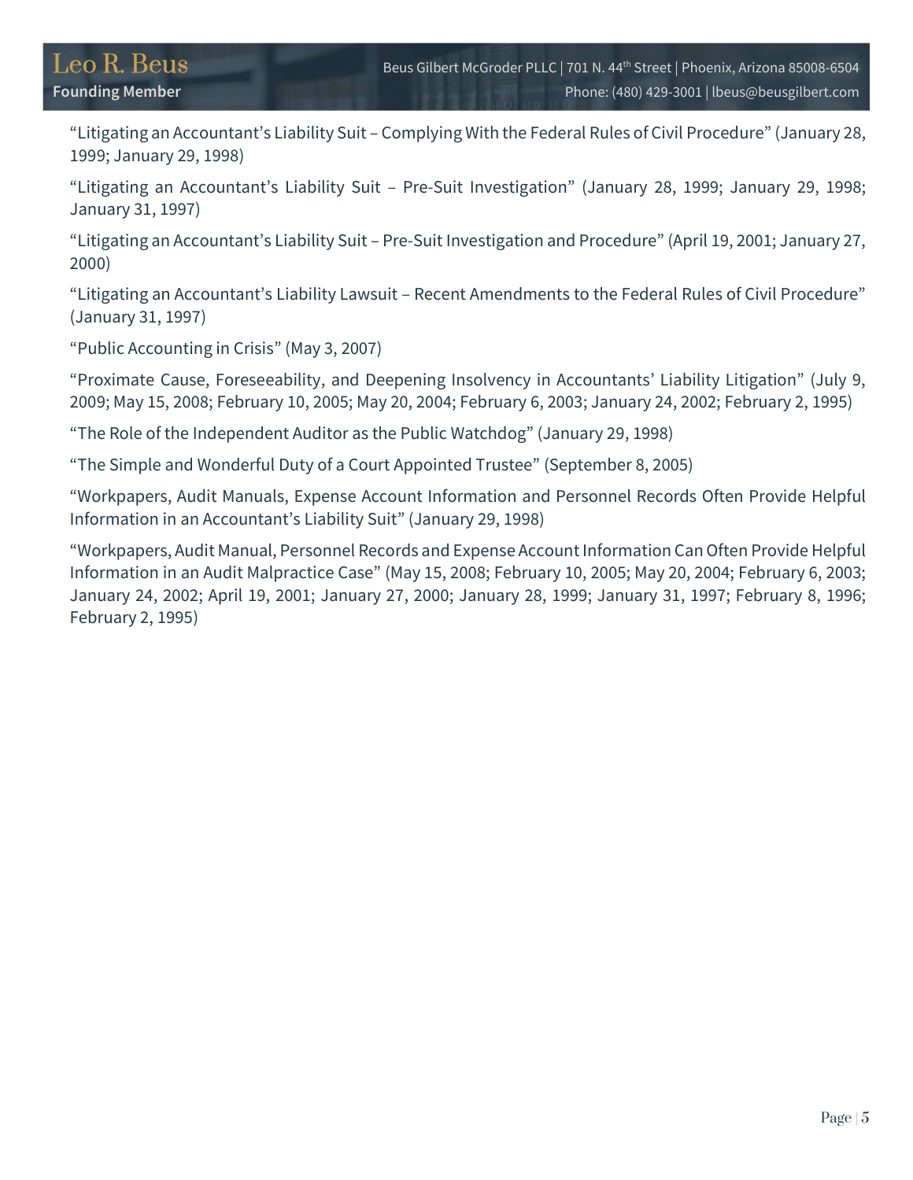"Litigating an Accountant's Liability Suit – Complying With the Federal Rules of Civil Procedure" (January 28, 1999; January 29, 1998)

"Litigating an Accountant's Liability Suit – Pre-Suit Investigation" (January 28, 1999; January 29, 1998; January 31, 1997)

"Litigating an Accountant's Liability Suit – Pre-Suit Investigation and Procedure" (April 19, 2001; January 27, 2000)

"Litigating an Accountant's Liability Lawsuit – Recent Amendments to the Federal Rules of Civil Procedure" (January 31, 1997)

"Public Accounting in Crisis" (May 3, 2007)

"Proximate Cause, Foreseeability, and Deepening Insolvency in Accountants' Liability Litigation" (July 9, 2009; May 15, 2008; February 10, 2005; May 20, 2004; February 6, 2003; January 24, 2002; February 2, 1995)

"The Role of the Independent Auditor as the Public Watchdog" (January 29, 1998)

"The Simple and Wonderful Duty of a Court Appointed Trustee" (September 8, 2005)

"Workpapers, Audit Manuals, Expense Account Information and Personnel Records Often Provide Helpful Information in an Accountant's Liability Suit" (January 29, 1998)

"Workpapers, Audit Manual, Personnel Records and Expense Account Information Can Often Provide Helpful Information in an Audit Malpractice Case" (May 15, 2008; February 10, 2005; May 20, 2004; February 6, 2003; January 24, 2002; April 19, 2001; January 27, 2000; January 28, 1999; January 31, 1997; February 8, 1996; February 2, 1995)